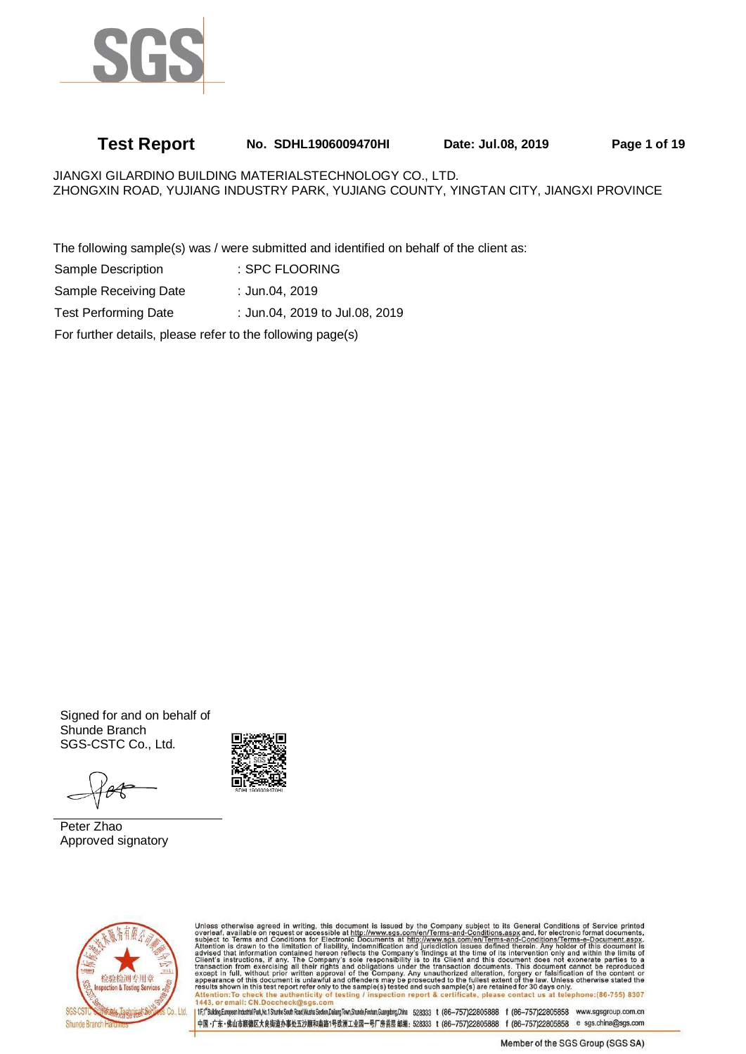# Test Report

**No. SDHL1906009470HI** **Date: Jul.08, 2019**

JIANGXI GILARDINO BUILDING MATERIALSTECHNOLOGY CO., LTD.
ZHONGXIN ROAD, YUJIANG INDUSTRY PARK, YUJIANG COUNTY, YINGTAN CITY, JIANGXI PROVINCE

The following sample(s) was / were submitted and identified on behalf of the client as:

| | |
|---|---|
| Sample Description | : SPC FLOORING |
| Sample Receiving Date | : Jun.04, 2019 |
| Test Performing Date | : Jun.04, 2019 to Jul.08, 2019 |

For further details, please refer to the following page(s)

Signed for and on behalf of
Shunde Branch
SGS-CSTC Co., Ltd.

Peter Zhao
Approved signatory

Unless otherwise agreed in writing, this document is issued by the Company subject to its General Conditions of Service printed overleaf, available on request or accessible at http://www.sgs.com/en/Terms-and-Conditions.aspx and, for electronic format documents, subject to Terms and Conditions for Electronic Documents at http://www.sgs.com/en/Terms-and-Conditions/Terms-e-Document.aspx. Attention is drawn to the limitation of liability, indemnification and jurisdiction issues defined therein. Any holder of this document is advised that information contained hereon reflects the Company's findings at the time of its intervention only and within the limits of Client's instructions, if any. The Company's sole responsibility is to its Client and this document does not exonerate parties to a transaction from exercising all their rights and obligations under the transaction documents. This document cannot be reproduced except in full, without prior written approval of the Company. Any unauthorized alteration, forgery or falsification of the content or appearance of this document is unlawful and offenders may be prosecuted to the fullest extent of the law. Unless otherwise stated the results shown in this test report refer only to the sample(s) tested and such sample(s) are retained for 30 days only.

**Attention: To check the authenticity of testing / inspection report & certificate, please contact us at telephone: (86-755) 8307 1443, or email: CN.Doccheck@sgs.com**

1F, 1# Building, European Industrial Park, No.1 Shunhe South Road, Wusha Section, Daliang Town, Shunde, Foshan, Guangdong, China 528333 t (86-757)22805888 f (86-757)22805858 www.sgsgroup.com.cn
中国・广东・佛山市顺德区大良街道办事处五沙顺和南路1号欧洲工业园一号厂房首层 邮编: 528333 t (86-757)22805888 f (86-757)22805858 e sgs.china@sgs.com

Member of the SGS Group (SGS SA)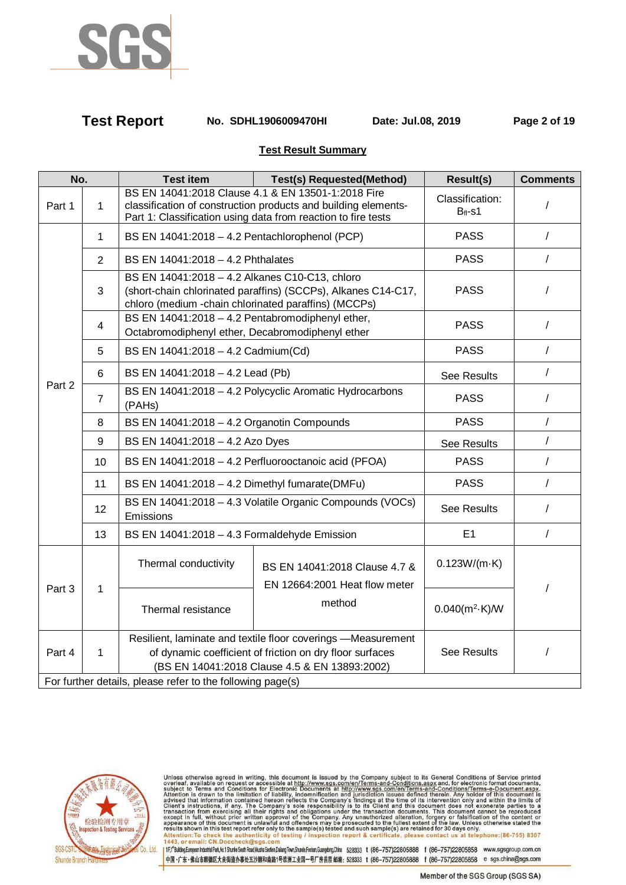**Test Report** No. SDHL1906009470HI Date: Jul.08, 2019

## Test Result Summary

| No. | | Test item | Test(s) Requested(Method) | Result(s) | Comments |
|---|---|---|---|---|---|
| Part 1 | 1 | BS EN 14041:2018 Clause 4.1 & EN 13501-1:2018 Fire classification of construction products and building elements-Part 1: Classification using data from reaction to fire tests | | Classification: $B_{fl}$-s1 | / |
| Part 2 | 1 | BS EN 14041:2018 – 4.2 Pentachlorophenol (PCP) | | PASS | / |
| | 2 | BS EN 14041:2018 – 4.2 Phthalates | | PASS | / |
| | 3 | BS EN 14041:2018 – 4.2 Alkanes C10-C13, chloro (short-chain chlorinated paraffins) (SCCPs), Alkanes C14-C17, chloro (medium -chain chlorinated paraffins) (MCCPs) | | PASS | / |
| | 4 | BS EN 14041:2018 – 4.2 Pentabromodiphenyl ether, Octabromodiphenyl ether, Decabromodiphenyl ether | | PASS | / |
| | 5 | BS EN 14041:2018 – 4.2 Cadmium(Cd) | | PASS | / |
| | 6 | BS EN 14041:2018 – 4.2 Lead (Pb) | | See Results | / |
| | 7 | BS EN 14041:2018 – 4.2 Polycyclic Aromatic Hydrocarbons (PAHs) | | PASS | / |
| | 8 | BS EN 14041:2018 – 4.2 Organotin Compounds | | PASS | / |
| | 9 | BS EN 14041:2018 – 4.2 Azo Dyes | | See Results | / |
| | 10 | BS EN 14041:2018 – 4.2 Perfluorooctanoic acid (PFOA) | | PASS | / |
| | 11 | BS EN 14041:2018 – 4.2 Dimethyl fumarate(DMFu) | | PASS | / |
| | 12 | BS EN 14041:2018 – 4.3 Volatile Organic Compounds (VOCs) Emissions | | See Results | / |
| | 13 | BS EN 14041:2018 – 4.3 Formaldehyde Emission | | E1 | / |
| Part 3 | 1 | Thermal conductivity | BS EN 14041:2018 Clause 4.7 & EN 12664:2001 Heat flow meter method | 0.123W/(m·K) | / |
| | | Thermal resistance | | 0.040($m^2$·K)/W | |
| Part 4 | 1 | Resilient, laminate and textile floor coverings —Measurement of dynamic coefficient of friction on dry floor surfaces (BS EN 14041:2018 Clause 4.5 & EN 13893:2002) | | See Results | / |
| For further details, please refer to the following page(s) | | | | | |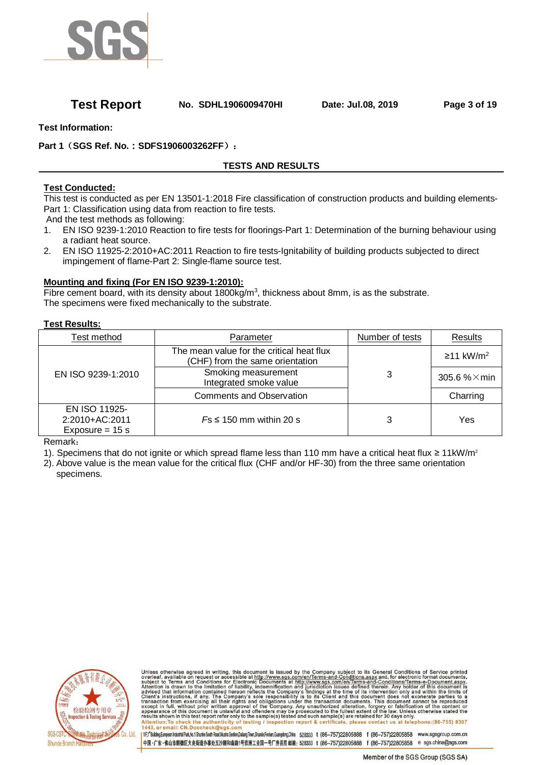**Test Information:**

**Part 1（SGS Ref. No.：SDFS1906003262FF）：**

## TESTS AND RESULTS

**Test Conducted:**

This test is conducted as per EN 13501-1:2018 Fire classification of construction products and building elements-Part 1: Classification using data from reaction to fire tests.

And the test methods as following:

1. EN ISO 9239-1:2010 Reaction to fire tests for floorings-Part 1: Determination of the burning behaviour using a radiant heat source.
2. EN ISO 11925-2:2010+AC:2011 Reaction to fire tests-Ignitability of building products subjected to direct impingement of flame-Part 2: Single-flame source test.

**Mounting and fixing (For EN ISO 9239-1:2010):**

Fibre cement board, with its density about 1800kg/$m^3$, thickness about 8mm, is as the substrate.
The specimens were fixed mechanically to the substrate.

**Test Results:**

| Test method | Parameter | Number of tests | Results |
|---|---|---|---|
| EN ISO 9239-1:2010 | The mean value for the critical heat flux (CHF) from the same orientation | 3 | ≥11 kW/$m^2$ |
| | Smoking measurement Integrated smoke value | | 305.6 %×min |
| | Comments and Observation | | Charring |
| EN ISO 11925-2:2010+AC:2011 Exposure = 15 s | *Fs* ≤ 150 mm within 20 s | 3 | Yes |

Remark：

1). Specimens that do not ignite or which spread flame less than 110 mm have a critical heat flux ≥ 11kW/$m^2$

2). Above value is the mean value for the critical flux (CHF and/or HF-30) from the three same orientation specimens.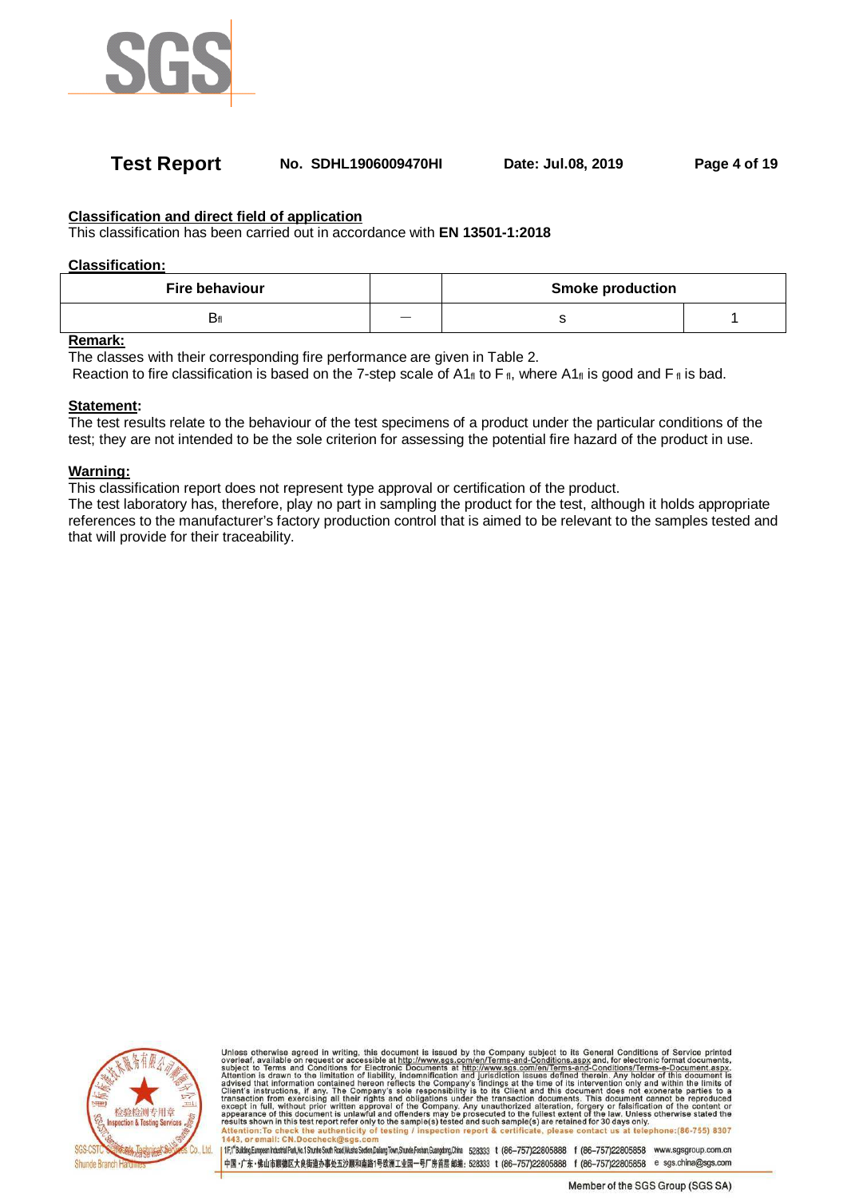**Classification and direct field of application**

This classification has been carried out in accordance with **EN 13501-1:2018**

**Classification:**

| Fire behaviour | | Smoke production | |
|---|---|---|---|
| $B_{fl}$ | — | s | 1 |

**Remark:**

The classes with their corresponding fire performance are given in Table 2.

Reaction to fire classification is based on the 7-step scale of $A1_{fl}$ to $F_{fl}$, where $A1_{fl}$ is good and $F_{fl}$ is bad.

**Statement:**

The test results relate to the behaviour of the test specimens of a product under the particular conditions of the test; they are not intended to be the sole criterion for assessing the potential fire hazard of the product in use.

**Warning:**

This classification report does not represent type approval or certification of the product.

The test laboratory has, therefore, play no part in sampling the product for the test, although it holds appropriate references to the manufacturer's factory production control that is aimed to be relevant to the samples tested and that will provide for their traceability.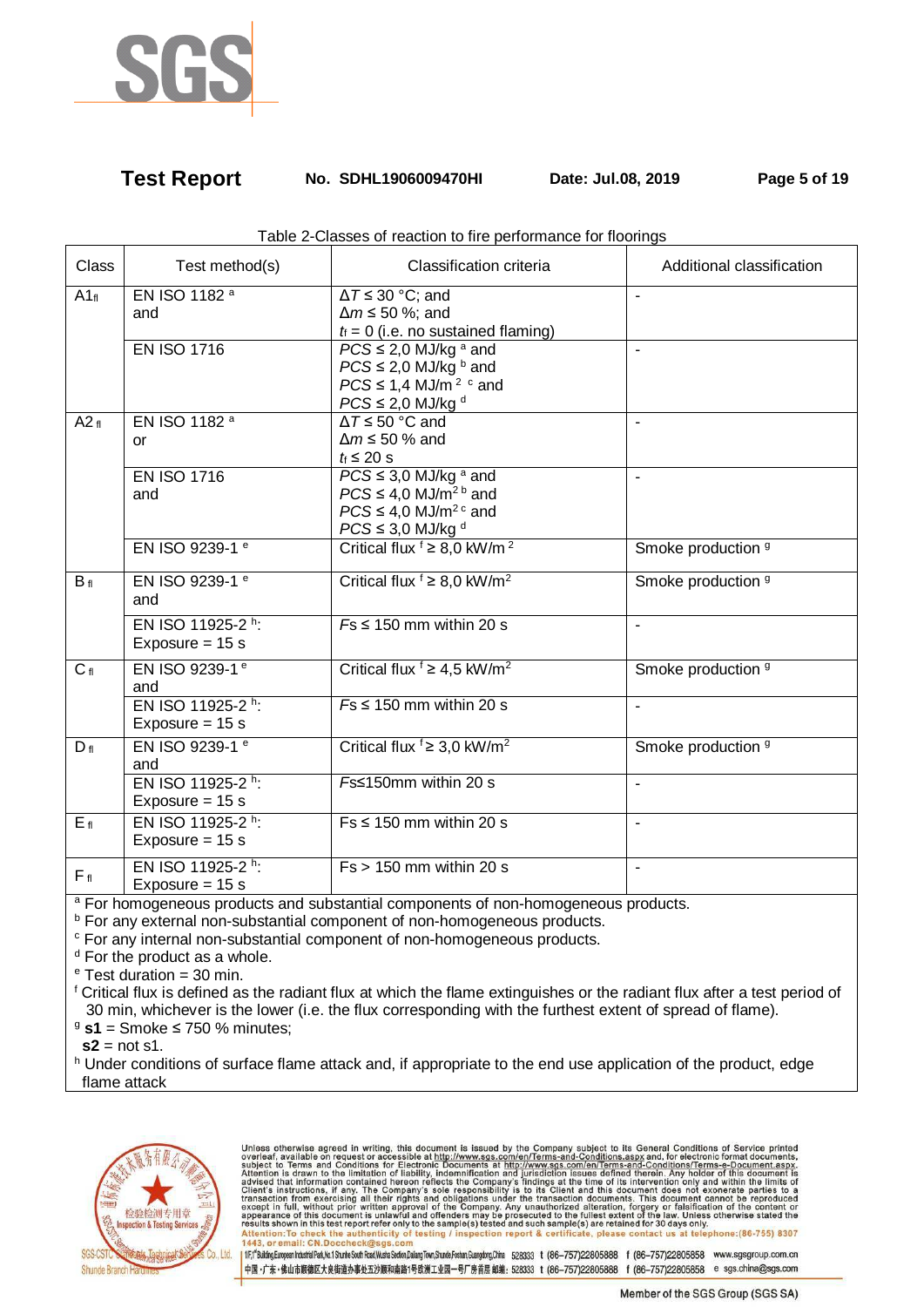Table 2-Classes of reaction to fire performance for floorings

| Class | Test method(s) | Classification criteria | Additional classification |
|---|---|---|---|
| $A1_{fl}$ | EN ISO 1182 [a] and | $\Delta T \leq 30$ °C; and $\Delta m \leq 50$ %; and $t_f = 0$ (i.e. no sustained flaming) | - |
| | EN ISO 1716 | $PCS \leq 2,0$ MJ/kg [a] and $PCS \leq 2,0$ MJ/kg [b] and $PCS \leq 1,4$ MJ/m[2] [c] and $PCS \leq 2,0$ MJ/kg [d] | - |
| $A2_{fl}$ | EN ISO 1182 [a] or | $\Delta T \leq 50$ °C and $\Delta m \leq 50$ % and $t_f \leq 20$ s | - |
| | EN ISO 1716 and | $PCS \leq 3,0$ MJ/kg [a] and $PCS \leq 4,0$ MJ/m[2] [b] and $PCS \leq 4,0$ MJ/m[2] [c] and $PCS \leq 3,0$ MJ/kg [d] | - |
| | EN ISO 9239-1 [e] | Critical flux [f] $\geq 8,0$ kW/m[2] | Smoke production [g] |
| $B_{fl}$ | EN ISO 9239-1 [e] and | Critical flux [f] $\geq 8,0$ kW/m[2] | Smoke production [g] |
| | EN ISO 11925-2 [h]: Exposure = 15 s | $Fs \leq 150$ mm within 20 s | - |
| $C_{fl}$ | EN ISO 9239-1 [e] and | Critical flux [f] $\geq 4,5$ kW/m[2] | Smoke production [g] |
| | EN ISO 11925-2 [h]: Exposure = 15 s | $Fs \leq 150$ mm within 20 s | - |
| $D_{fl}$ | EN ISO 9239-1 [e] and | Critical flux [f] $\geq 3,0$ kW/m[2] | Smoke production [g] |
| | EN ISO 11925-2 [h]: Exposure = 15 s | $Fs \leq 150$mm within 20 s | - |
| $E_{fl}$ | EN ISO 11925-2 [h]: Exposure = 15 s | Fs ≤ 150 mm within 20 s | - |
| $F_{fl}$ | EN ISO 11925-2 [h]: Exposure = 15 s | Fs > 150 mm within 20 s | - |

[a] For homogeneous products and substantial components of non-homogeneous products.
[b] For any external non-substantial component of non-homogeneous products.
[c] For any internal non-substantial component of non-homogeneous products.
[d] For the product as a whole.
[e] Test duration = 30 min.
[f] Critical flux is defined as the radiant flux at which the flame extinguishes or the radiant flux after a test period of 30 min, whichever is the lower (i.e. the flux corresponding with the furthest extent of spread of flame).
[g] **s1** = Smoke ≤ 750 % minutes;
**s2** = not s1.
[h] Under conditions of surface flame attack and, if appropriate to the end use application of the product, edge flame attack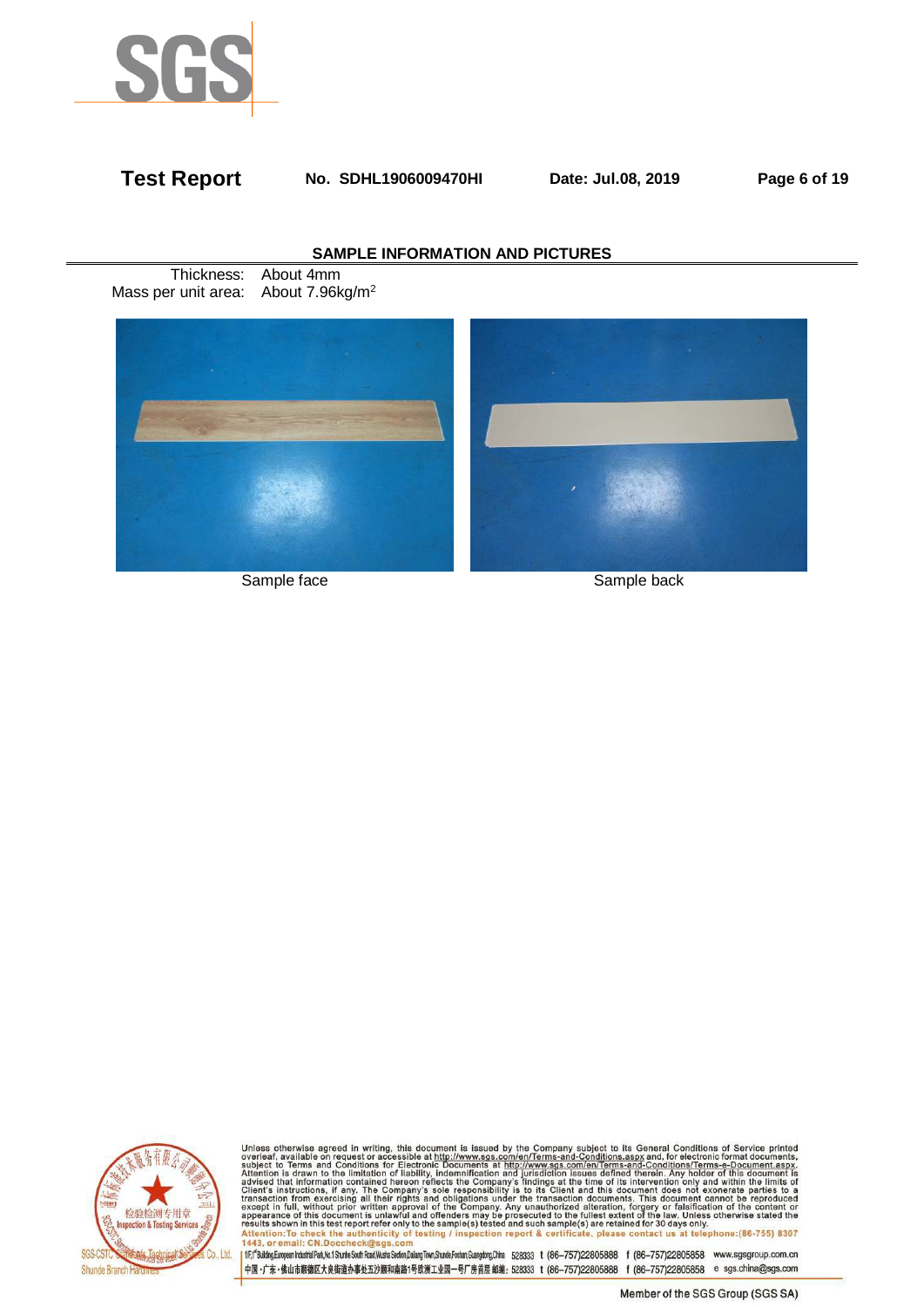## SAMPLE INFORMATION AND PICTURES

Thickness: About 4mm
Mass per unit area: About 7.96kg/$m^2$

Sample face

Sample back

Unless otherwise agreed in writing, this document is issued by the Company subject to its General Conditions of Service printed overleaf, available on request or accessible at http://www.sgs.com/en/Terms-and-Conditions.aspx and, for electronic format documents, subject to Terms and Conditions for Electronic Documents at http://www.sgs.com/en/Terms-and-Conditions/Terms-e-Document.aspx. Attention is drawn to the limitation of liability, indemnification and jurisdiction issues defined therein. Any holder of this document is advised that information contained hereon reflects the Company's findings at the time of its intervention only and within the limits of Client's instructions, if any. The Company's sole responsibility is to its Client and this document does not exonerate parties to a transaction from exercising all their rights and obligations under the transaction documents. This document cannot be reproduced except in full, without prior written approval of the Company. Any unauthorized alteration, forgery or falsification of the content or appearance of this document is unlawful and offenders may be prosecuted to the fullest extent of the law. Unless otherwise stated the results shown in this test report refer only to the sample(s) tested and such sample(s) are retained for 30 days only.
Attention:To check the authenticity of testing / inspection report & certificate, please contact us at telephone:(86-755) 8307 1443, or email: CN.Doccheck@sgs.com

1F,1# Building,European Industrial Park,No.1 Shunhe South Road,Wusha Section,Daliang Town,Shunde,Foshan,Guangdong,China 528333 t (86-757)22805888 f (86-757)22805858 www.sgsgroup.com.cn
中国・广东・佛山市顺德区大良街道办事处五沙顺和南路1号欧洲工业园一号厂房首层 邮编：528333 t (86-757)22805888 f (86-757)22805858 e sgs.china@sgs.com

Member of the SGS Group (SGS SA)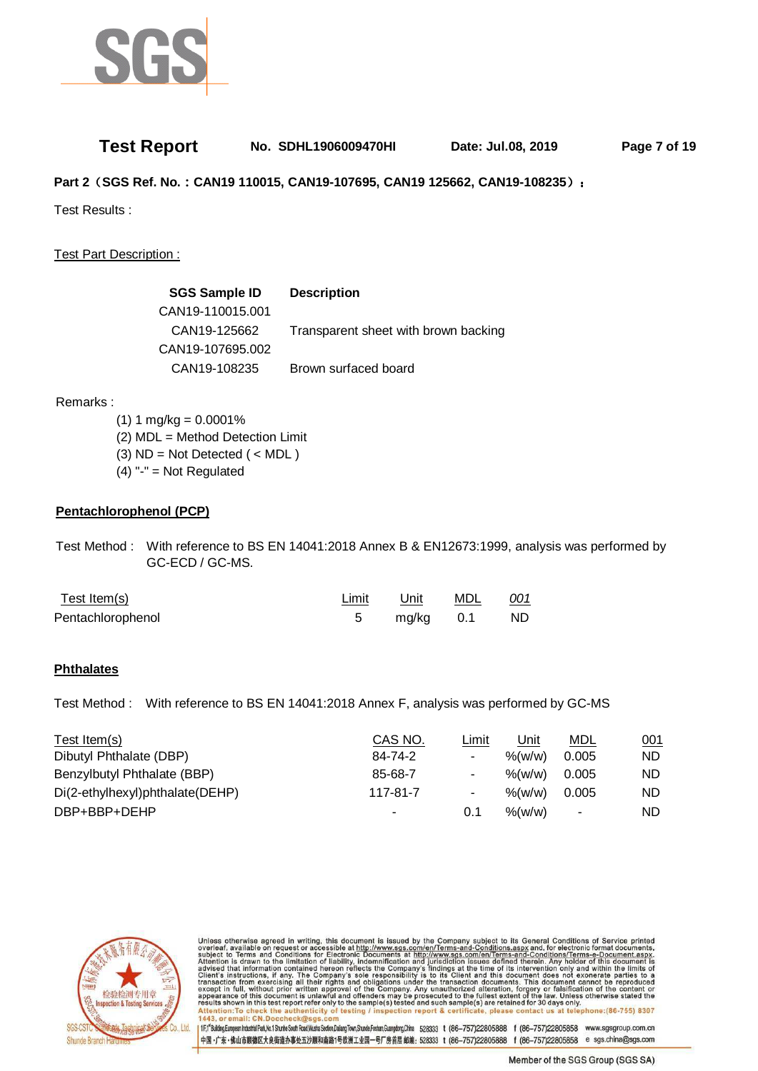**Part 2（SGS Ref. No.：CAN19 110015, CAN19-107695, CAN19 125662, CAN19-108235）：**

Test Results :

Test Part Description :

| SGS Sample ID | Description |
|---|---|
| CAN19-110015.001 | |
| CAN19-125662 | Transparent sheet with brown backing |
| CAN19-107695.002 | |
| CAN19-108235 | Brown surfaced board |

Remarks :

(1) 1 mg/kg = 0.0001%
(2) MDL = Method Detection Limit
(3) ND = Not Detected ( < MDL )
(4) "-" = Not Regulated

**Pentachlorophenol (PCP)**

Test Method : With reference to BS EN 14041:2018 Annex B & EN12673:1999, analysis was performed by GC-ECD / GC-MS.

| Test Item(s) | Limit | Unit | MDL | *001* |
|---|---|---|---|---|
| Pentachlorophenol | 5 | mg/kg | 0.1 | ND |

**Phthalates**

Test Method : With reference to BS EN 14041:2018 Annex F, analysis was performed by GC-MS

| Test Item(s) | CAS NO. | Limit | Unit | MDL | 001 |
|---|---|---|---|---|---|
| Dibutyl Phthalate (DBP) | 84-74-2 | - | %(w/w) | 0.005 | ND |
| Benzylbutyl Phthalate (BBP) | 85-68-7 | - | %(w/w) | 0.005 | ND |
| Di(2-ethylhexyl)phthalate(DEHP) | 117-81-7 | - | %(w/w) | 0.005 | ND |
| DBP+BBP+DEHP | - | 0.1 | %(w/w) | - | ND |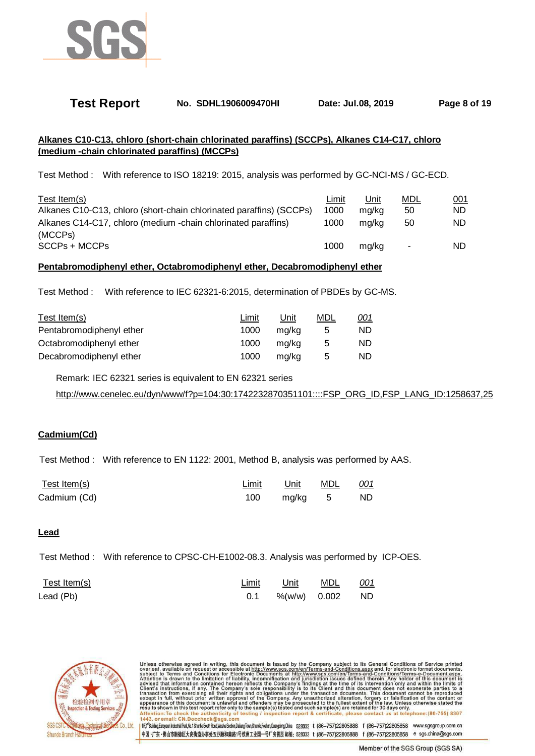**Alkanes C10-C13, chloro (short-chain chlorinated paraffins) (SCCPs), Alkanes C14-C17, chloro (medium -chain chlorinated paraffins) (MCCPs)**

Test Method : With reference to ISO 18219: 2015, analysis was performed by GC-NCI-MS / GC-ECD.

| Test Item(s) | Limit | Unit | MDL | 001 |
|---|---|---|---|---|
| Alkanes C10-C13, chloro (short-chain chlorinated paraffins) (SCCPs) | 1000 | mg/kg | 50 | ND |
| Alkanes C14-C17, chloro (medium -chain chlorinated paraffins) (MCCPs) | 1000 | mg/kg | 50 | ND |
| SCCPs + MCCPs | 1000 | mg/kg | - | ND |

**Pentabromodiphenyl ether, Octabromodiphenyl ether, Decabromodiphenyl ether**

Test Method : With reference to IEC 62321-6:2015, determination of PBDEs by GC-MS.

| Test Item(s) | Limit | Unit | MDL | 001 |
|---|---|---|---|---|
| Pentabromodiphenyl ether | 1000 | mg/kg | 5 | ND |
| Octabromodiphenyl ether | 1000 | mg/kg | 5 | ND |
| Decabromodiphenyl ether | 1000 | mg/kg | 5 | ND |

Remark: IEC 62321 series is equivalent to EN 62321 series

http://www.cenelec.eu/dyn/www/f?p=104:30:1742232870351101::::FSP_ORG_ID,FSP_LANG_ID:1258637,25

**Cadmium(Cd)**

Test Method : With reference to EN 1122: 2001, Method B, analysis was performed by AAS.

| Test Item(s) | Limit | Unit | MDL | 001 |
|---|---|---|---|---|
| Cadmium (Cd) | 100 | mg/kg | 5 | ND |

**Lead**

Test Method : With reference to CPSC-CH-E1002-08.3. Analysis was performed by ICP-OES.

| Test Item(s) | Limit | Unit | MDL | 001 |
|---|---|---|---|---|
| Lead (Pb) | 0.1 | %(w/w) | 0.002 | ND |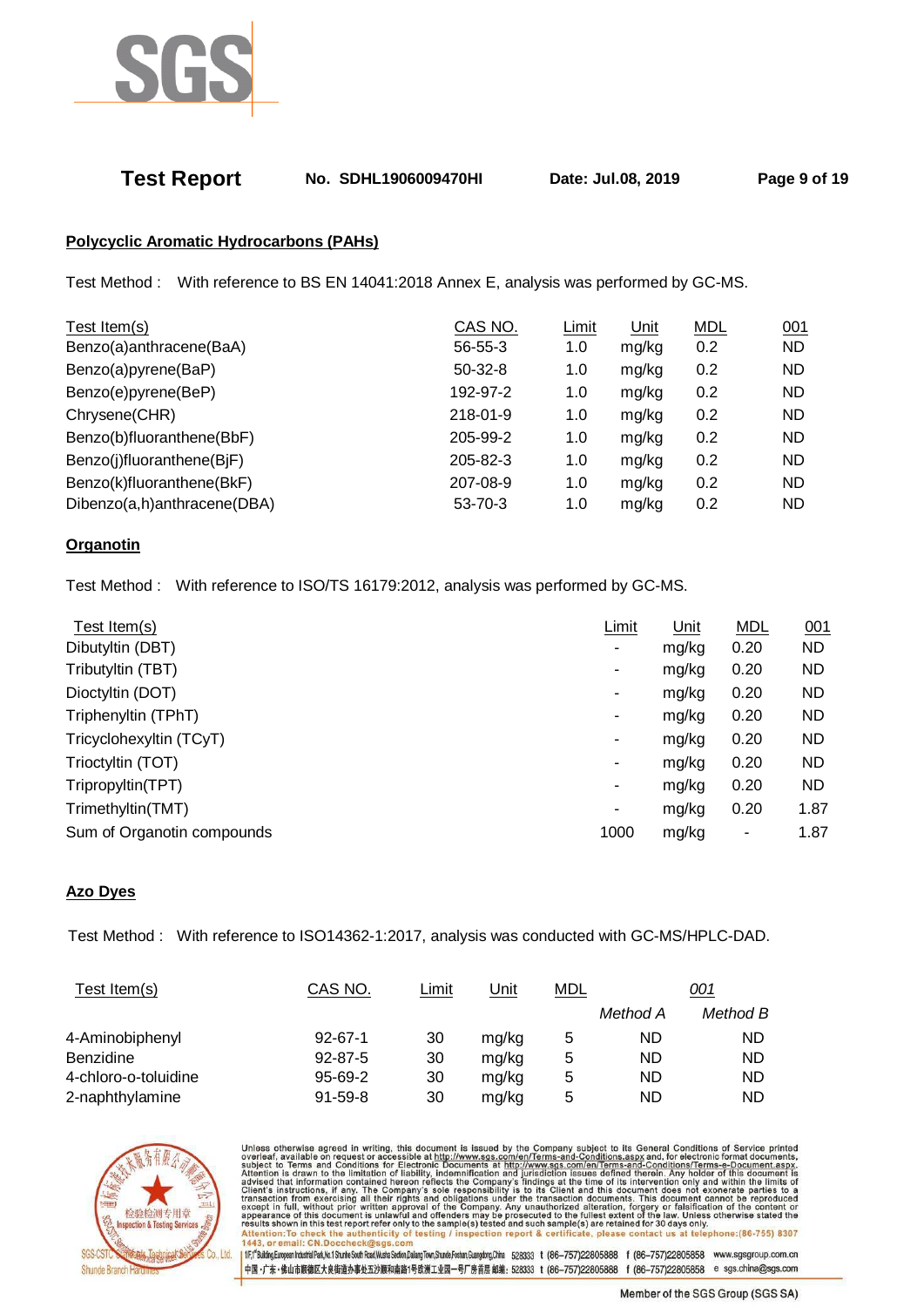## Polycyclic Aromatic Hydrocarbons (PAHs)

Test Method : With reference to BS EN 14041:2018 Annex E, analysis was performed by GC-MS.

| Test Item(s) | CAS NO. | Limit | Unit | MDL | 001 |
|---|---|---|---|---|---|
| Benzo(a)anthracene(BaA) | 56-55-3 | 1.0 | mg/kg | 0.2 | ND |
| Benzo(a)pyrene(BaP) | 50-32-8 | 1.0 | mg/kg | 0.2 | ND |
| Benzo(e)pyrene(BeP) | 192-97-2 | 1.0 | mg/kg | 0.2 | ND |
| Chrysene(CHR) | 218-01-9 | 1.0 | mg/kg | 0.2 | ND |
| Benzo(b)fluoranthene(BbF) | 205-99-2 | 1.0 | mg/kg | 0.2 | ND |
| Benzo(j)fluoranthene(BjF) | 205-82-3 | 1.0 | mg/kg | 0.2 | ND |
| Benzo(k)fluoranthene(BkF) | 207-08-9 | 1.0 | mg/kg | 0.2 | ND |
| Dibenzo(a,h)anthracene(DBA) | 53-70-3 | 1.0 | mg/kg | 0.2 | ND |

## Organotin

Test Method : With reference to ISO/TS 16179:2012, analysis was performed by GC-MS.

| Test Item(s) | Limit | Unit | MDL | 001 |
|---|---|---|---|---|
| Dibutyltin (DBT) | - | mg/kg | 0.20 | ND |
| Tributyltin (TBT) | - | mg/kg | 0.20 | ND |
| Dioctyltin (DOT) | - | mg/kg | 0.20 | ND |
| Triphenyltin (TPhT) | - | mg/kg | 0.20 | ND |
| Tricyclohexyltin (TCyT) | - | mg/kg | 0.20 | ND |
| Trioctyltin (TOT) | - | mg/kg | 0.20 | ND |
| Tripropyltin(TPT) | - | mg/kg | 0.20 | ND |
| Trimethyltin(TMT) | - | mg/kg | 0.20 | 1.87 |
| Sum of Organotin compounds | 1000 | mg/kg | - | 1.87 |

## Azo Dyes

Test Method : With reference to ISO14362-1:2017, analysis was conducted with GC-MS/HPLC-DAD.

| Test Item(s) | CAS NO. | Limit | Unit | MDL | 001 | |
|---|---|---|---|---|---|---|
| | | | | | *Method A* | *Method B* |
| 4-Aminobiphenyl | 92-67-1 | 30 | mg/kg | 5 | ND | ND |
| Benzidine | 92-87-5 | 30 | mg/kg | 5 | ND | ND |
| 4-chloro-o-toluidine | 95-69-2 | 30 | mg/kg | 5 | ND | ND |
| 2-naphthylamine | 91-59-8 | 30 | mg/kg | 5 | ND | ND |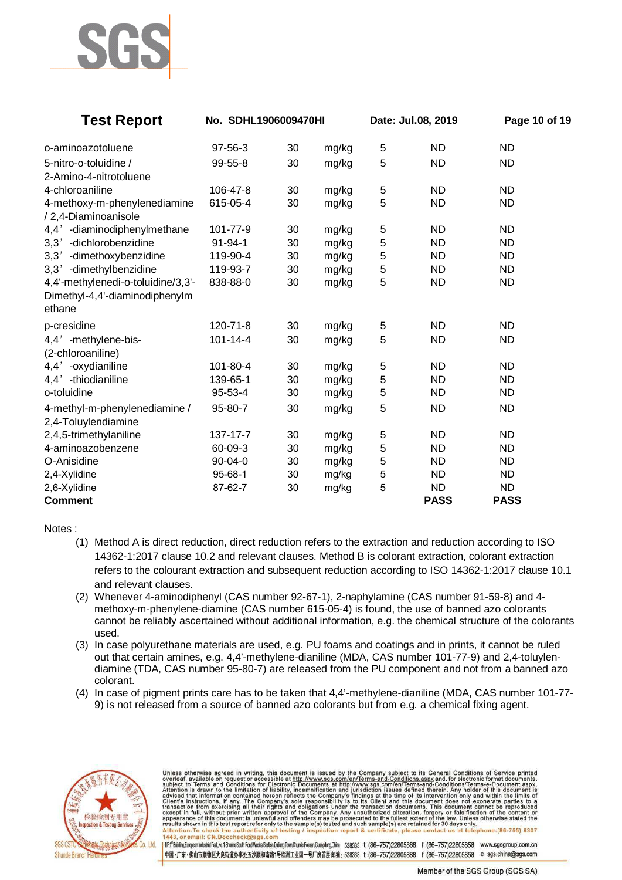| | | | | | | |
|---|---|---|---|---|---|---|
| o-aminoazotoluene | 97-56-3 | 30 | mg/kg | 5 | ND | ND |
| 5-nitro-o-toluidine / 2-Amino-4-nitrotoluene | 99-55-8 | 30 | mg/kg | 5 | ND | ND |
| 4-chloroaniline | 106-47-8 | 30 | mg/kg | 5 | ND | ND |
| 4-methoxy-m-phenylenediamine / 2,4-Diaminoanisole | 615-05-4 | 30 | mg/kg | 5 | ND | ND |
| 4,4’ -diaminodiphenylmethane | 101-77-9 | 30 | mg/kg | 5 | ND | ND |
| 3,3’ -dichlorobenzidine | 91-94-1 | 30 | mg/kg | 5 | ND | ND |
| 3,3’ -dimethoxybenzidine | 119-90-4 | 30 | mg/kg | 5 | ND | ND |
| 3,3’ -dimethylbenzidine | 119-93-7 | 30 | mg/kg | 5 | ND | ND |
| 4,4'-methylenedi-o-toluidine/3,3'-Dimethyl-4,4'-diaminodiphenylmethane | 838-88-0 | 30 | mg/kg | 5 | ND | ND |
| p-cresidine | 120-71-8 | 30 | mg/kg | 5 | ND | ND |
| 4,4’ -methylene-bis-(2-chloroaniline) | 101-14-4 | 30 | mg/kg | 5 | ND | ND |
| 4,4’ -oxydianiline | 101-80-4 | 30 | mg/kg | 5 | ND | ND |
| 4,4’ -thiodianiline | 139-65-1 | 30 | mg/kg | 5 | ND | ND |
| o-toluidine | 95-53-4 | 30 | mg/kg | 5 | ND | ND |
| 4-methyl-m-phenylenediamine / 2,4-Toluylendiamine | 95-80-7 | 30 | mg/kg | 5 | ND | ND |
| 2,4,5-trimethylaniline | 137-17-7 | 30 | mg/kg | 5 | ND | ND |
| 4-aminoazobenzene | 60-09-3 | 30 | mg/kg | 5 | ND | ND |
| O-Anisidine | 90-04-0 | 30 | mg/kg | 5 | ND | ND |
| 2,4-Xylidine | 95-68-1 | 30 | mg/kg | 5 | ND | ND |
| 2,6-Xylidine | 87-62-7 | 30 | mg/kg | 5 | ND | ND |
| **Comment** | | | | | **PASS** | **PASS** |

Notes :

(1) Method A is direct reduction, direct reduction refers to the extraction and reduction according to ISO 14362-1:2017 clause 10.2 and relevant clauses. Method B is colorant extraction, colorant extraction refers to the colourant extraction and subsequent reduction according to ISO 14362-1:2017 clause 10.1 and relevant clauses.

(2) Whenever 4-aminodiphenyl (CAS number 92-67-1), 2-naphylamine (CAS number 91-59-8) and 4-methoxy-m-phenylene-diamine (CAS number 615-05-4) is found, the use of banned azo colorants cannot be reliably ascertained without additional information, e.g. the chemical structure of the colorants used.

(3) In case polyurethane materials are used, e.g. PU foams and coatings and in prints, it cannot be ruled out that certain amines, e.g. 4,4’-methylene-dianiline (MDA, CAS number 101-77-9) and 2,4-toluylen-diamine (TDA, CAS number 95-80-7) are released from the PU component and not from a banned azo colorant.

(4) In case of pigment prints care has to be taken that 4,4’-methylene-dianiline (MDA, CAS number 101-77-9) is not released from a source of banned azo colorants but from e.g. a chemical fixing agent.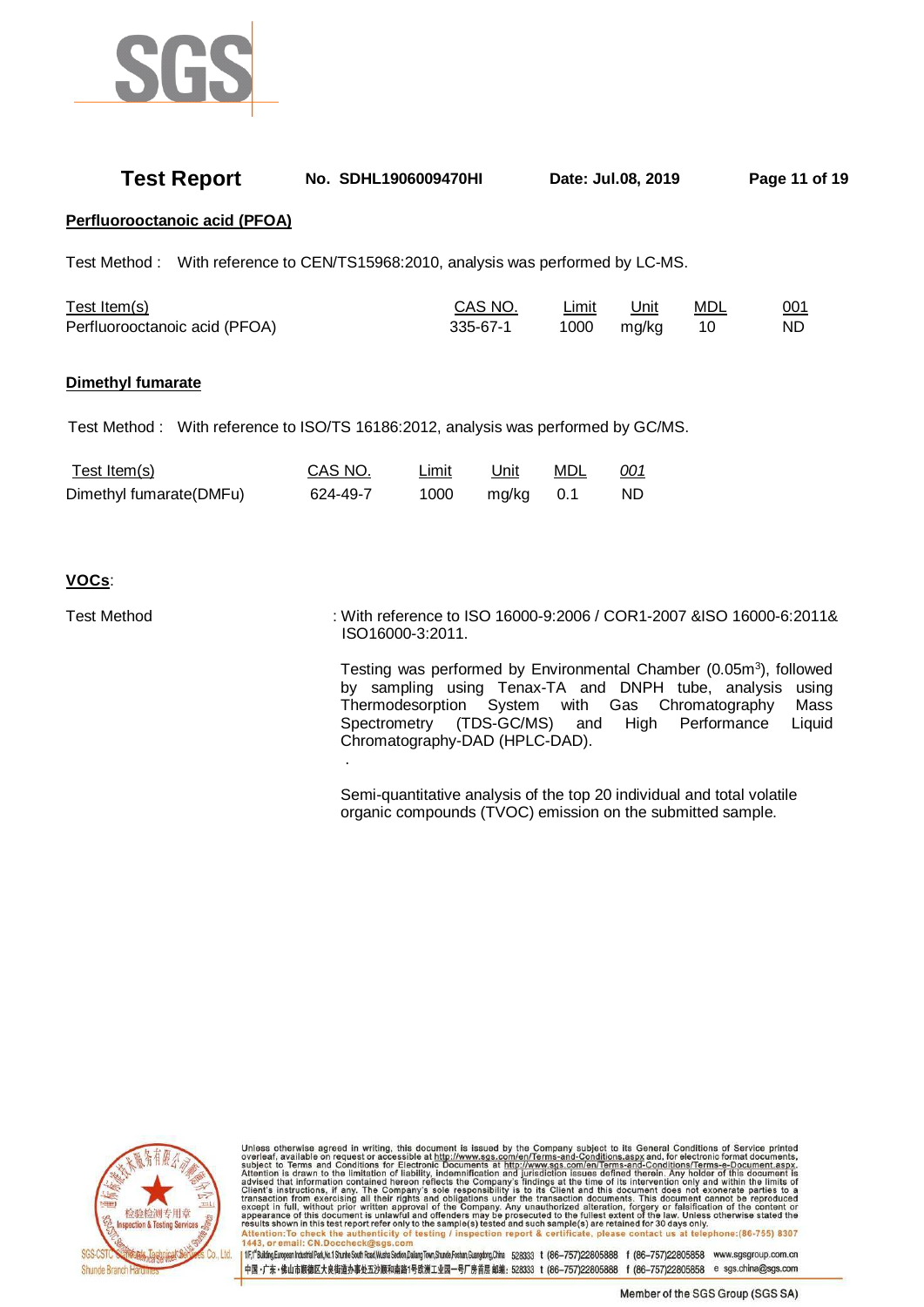## Perfluorooctanoic acid (PFOA)

Test Method : With reference to CEN/TS15968:2010, analysis was performed by LC-MS.

| Test Item(s) | CAS NO. | Limit | Unit | MDL | 001 |
|---|---|---|---|---|---|
| Perfluorooctanoic acid (PFOA) | 335-67-1 | 1000 | mg/kg | 10 | ND |

## Dimethyl fumarate

Test Method : With reference to ISO/TS 16186:2012, analysis was performed by GC/MS.

| Test Item(s) | CAS NO. | Limit | Unit | MDL | 001 |
|---|---|---|---|---|---|
| Dimethyl fumarate(DMFu) | 624-49-7 | 1000 | mg/kg | 0.1 | ND |

## VOCs:

Test Method : With reference to ISO 16000-9:2006 / COR1-2007 &ISO 16000-6:2011& ISO16000-3:2011.

Testing was performed by Environmental Chamber (0.05m$^3$), followed by sampling using Tenax-TA and DNPH tube, analysis using Thermodesorption System with Gas Chromatography Mass Spectrometry (TDS-GC/MS) and High Performance Liquid Chromatography-DAD (HPLC-DAD).

.

Semi-quantitative analysis of the top 20 individual and total volatile organic compounds (TVOC) emission on the submitted sample.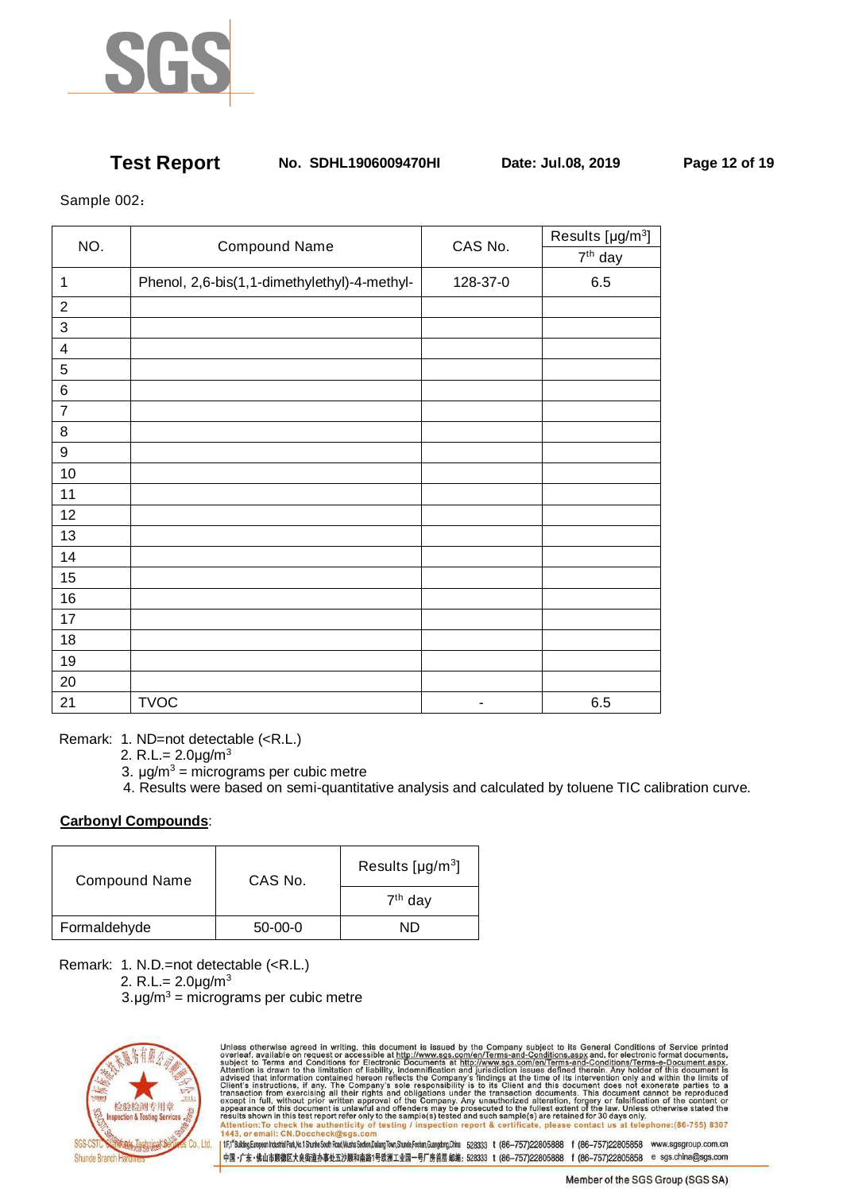Sample 002：

| NO. | Compound Name | CAS No. | Results [μg/m$^3$] |
|---|---|---|---|
| | | | 7$^{th}$ day |
| 1 | Phenol, 2,6-bis(1,1-dimethylethyl)-4-methyl- | 128-37-0 | 6.5 |
| 2 | | | |
| 3 | | | |
| 4 | | | |
| 5 | | | |
| 6 | | | |
| 7 | | | |
| 8 | | | |
| 9 | | | |
| 10 | | | |
| 11 | | | |
| 12 | | | |
| 13 | | | |
| 14 | | | |
| 15 | | | |
| 16 | | | |
| 17 | | | |
| 18 | | | |
| 19 | | | |
| 20 | | | |
| 21 | TVOC | - | 6.5 |

Remark: 1. ND=not detectable (<R.L.)
2. R.L.= 2.0μg/m$^3$
3. μg/m$^3$ = micrograms per cubic metre
4. Results were based on semi-quantitative analysis and calculated by toluene TIC calibration curve.

**Carbonyl Compounds**:

| Compound Name | CAS No. | Results [μg/m$^3$] |
|---|---|---|
| | | 7$^{th}$ day |
| Formaldehyde | 50-00-0 | ND |

Remark: 1. N.D.=not detectable (<R.L.)
2. R.L.= 2.0μg/m$^3$
3.μg/m$^3$ = micrograms per cubic metre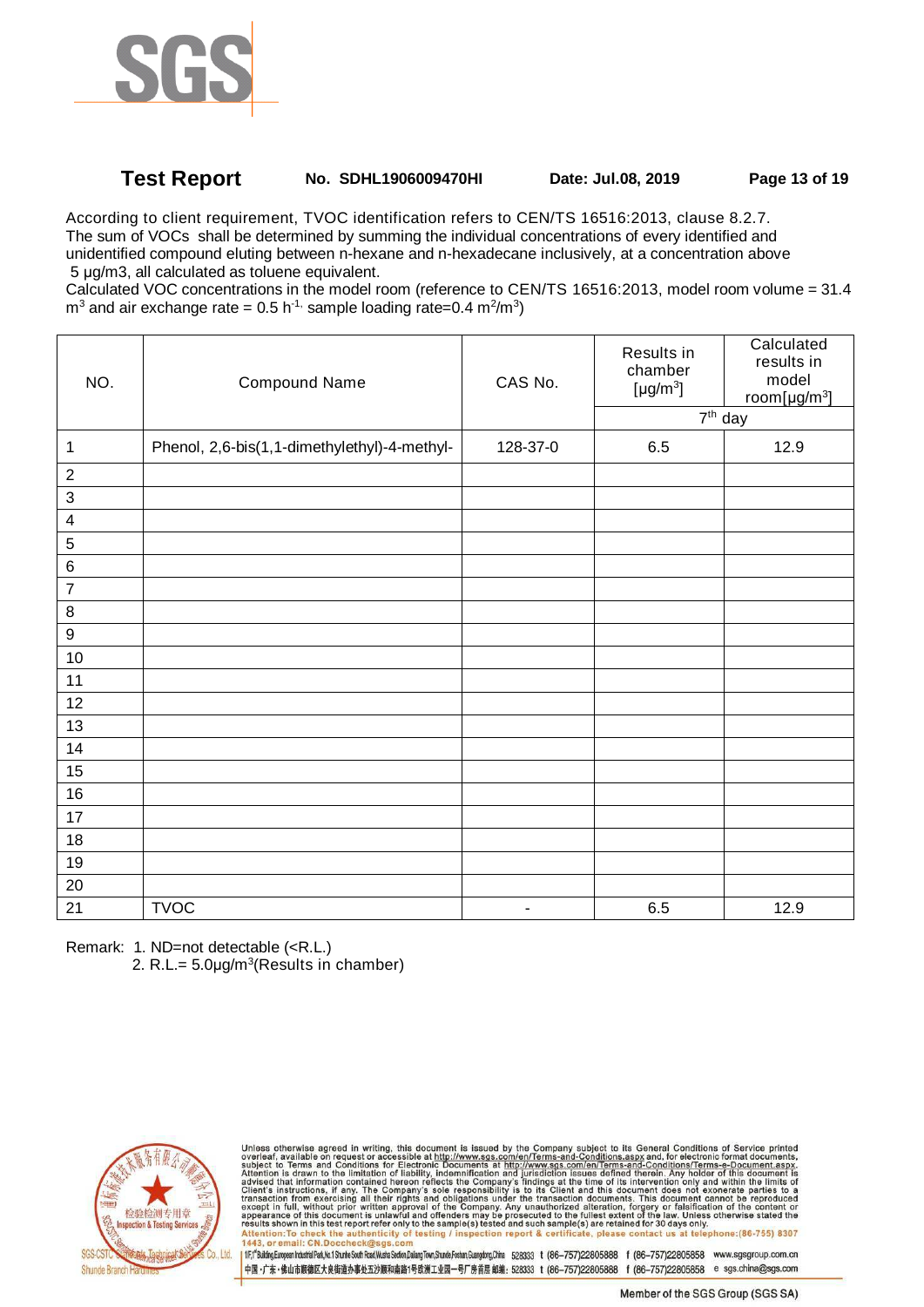According to client requirement, TVOC identification refers to CEN/TS 16516:2013, clause 8.2.7.
The sum of VOCs shall be determined by summing the individual concentrations of every identified and unidentified compound eluting between n-hexane and n-hexadecane inclusively, at a concentration above 5 μg/m3, all calculated as toluene equivalent.
Calculated VOC concentrations in the model room (reference to CEN/TS 16516:2013, model room volume = 31.4 $m^3$ and air exchange rate = 0.5 $h^{-1}$, sample loading rate=0.4 $m^2/m^3$)

| NO. | Compound Name | CAS No. | Results in chamber [$\mu g/m^3$] | Calculated results in model room[$\mu g/m^3$] |
|---|---|---|---|---|
| | | | $7^{th}$ day | |
| 1 | Phenol, 2,6-bis(1,1-dimethylethyl)-4-methyl- | 128-37-0 | 6.5 | 12.9 |
| 2 | | | | |
| 3 | | | | |
| 4 | | | | |
| 5 | | | | |
| 6 | | | | |
| 7 | | | | |
| 8 | | | | |
| 9 | | | | |
| 10 | | | | |
| 11 | | | | |
| 12 | | | | |
| 13 | | | | |
| 14 | | | | |
| 15 | | | | |
| 16 | | | | |
| 17 | | | | |
| 18 | | | | |
| 19 | | | | |
| 20 | | | | |
| 21 | TVOC | - | 6.5 | 12.9 |

Remark: 1. ND=not detectable (<R.L.)
2. R.L.= 5.0μg/$m^3$(Results in chamber)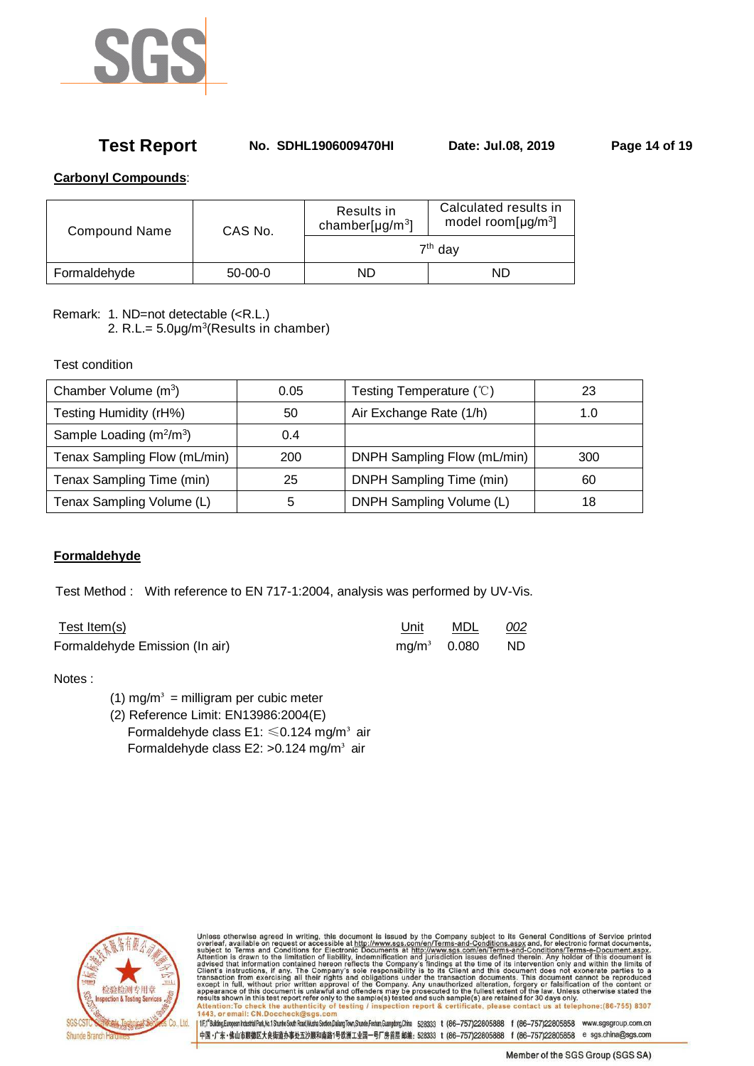**Carbonyl Compounds**:

| Compound Name | CAS No. | Results in chamber[μg/m$^3$] | Calculated results in model room[μg/m$^3$] |
|---|---|---|---|
| | | 7$^{th}$ day | |
| Formaldehyde | 50-00-0 | ND | ND |

Remark: 1. ND=not detectable (<R.L.)
2. R.L.= 5.0μg/m$^3$(Results in chamber)

Test condition

| Chamber Volume (m$^3$) | 0.05 | Testing Temperature (℃) | 23 |
|---|---|---|---|
| Testing Humidity (rH%) | 50 | Air Exchange Rate (1/h) | 1.0 |
| Sample Loading (m$^2$/m$^3$) | 0.4 | | |
| Tenax Sampling Flow (mL/min) | 200 | DNPH Sampling Flow (mL/min) | 300 |
| Tenax Sampling Time (min) | 25 | DNPH Sampling Time (min) | 60 |
| Tenax Sampling Volume (L) | 5 | DNPH Sampling Volume (L) | 18 |

**Formaldehyde**

Test Method : With reference to EN 717-1:2004, analysis was performed by UV-Vis.

| Test Item(s) | Unit | MDL | *002* |
|---|---|---|---|
| Formaldehyde Emission (In air) | mg/m³ | 0.080 | ND |

Notes :

(1) mg/m³ = milligram per cubic meter
(2) Reference Limit: EN13986:2004(E)
Formaldehyde class E1: ≤0.124 mg/m³ air
Formaldehyde class E2: >0.124 mg/m³ air

Unless otherwise agreed in writing, this document is issued by the Company subject to its General Conditions of Service printed overleaf, available on request or accessible at http://www.sgs.com/en/Terms-and-Conditions.aspx and, for electronic format documents, subject to Terms and Conditions for Electronic Documents at http://www.sgs.com/en/Terms-and-Conditions/Terms-e-Document.aspx. Attention is drawn to the limitation of liability, indemnification and jurisdiction issues defined therein. Any holder of this document is advised that information contained hereon reflects the Company's findings at the time of its intervention only and within the limits of Client's instructions, if any. The Company's sole responsibility is to its Client and this document does not exonerate parties to a transaction from exercising all their rights and obligations under the transaction documents. This document cannot be reproduced except in full, without prior written approval of the Company. Any unauthorized alteration, forgery or falsification of the content or appearance of this document is unlawful and offenders may be prosecuted to the fullest extent of the law. Unless otherwise stated the results shown in this test report refer only to the sample(s) tested and such sample(s) are retained for 30 days only.
Attention:To check the authenticity of testing / inspection report & certificate, please contact us at telephone:(86-755) 8307 1443, or email: CN.Doccheck@sgs.com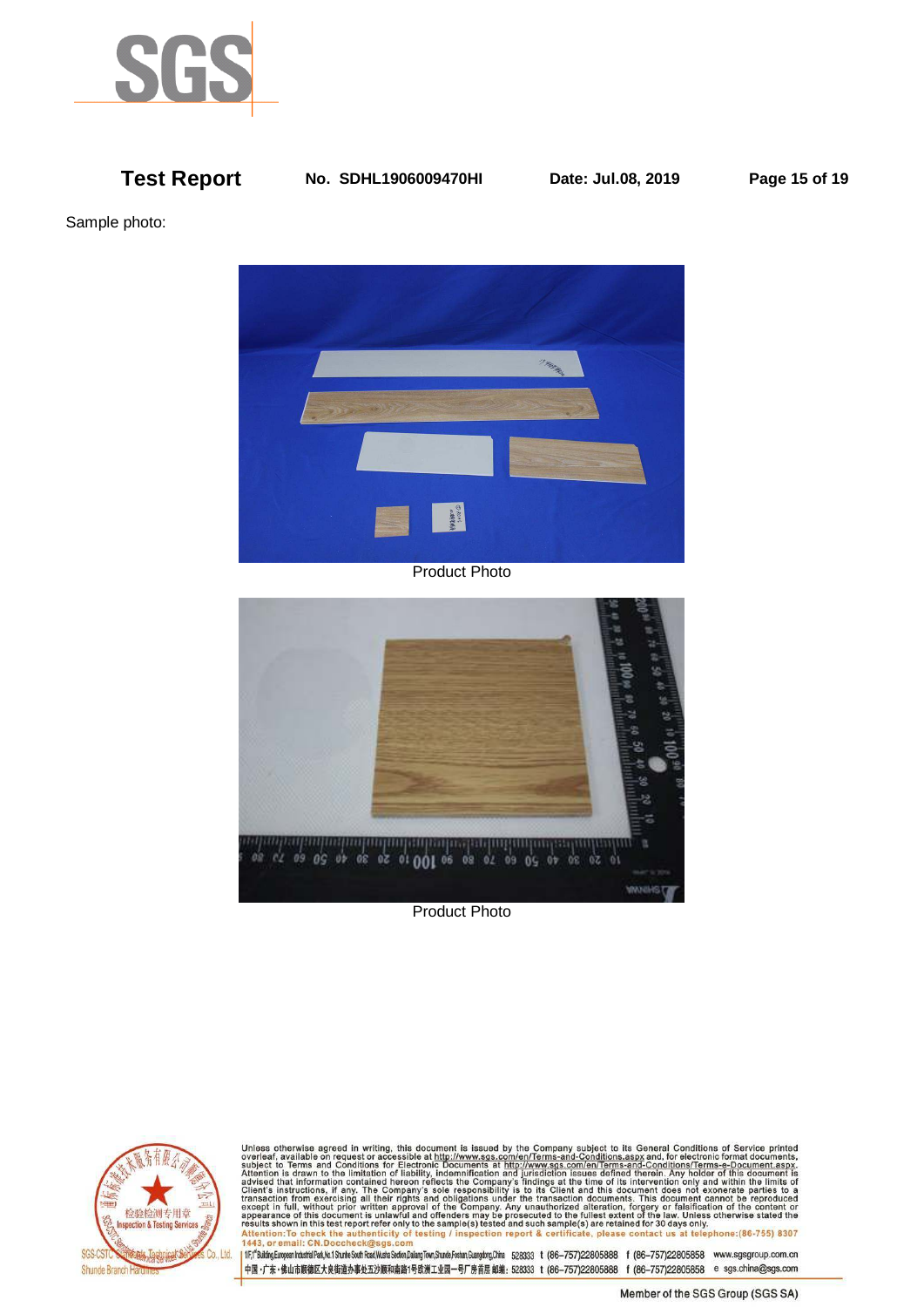Sample photo:

Product Photo

Product Photo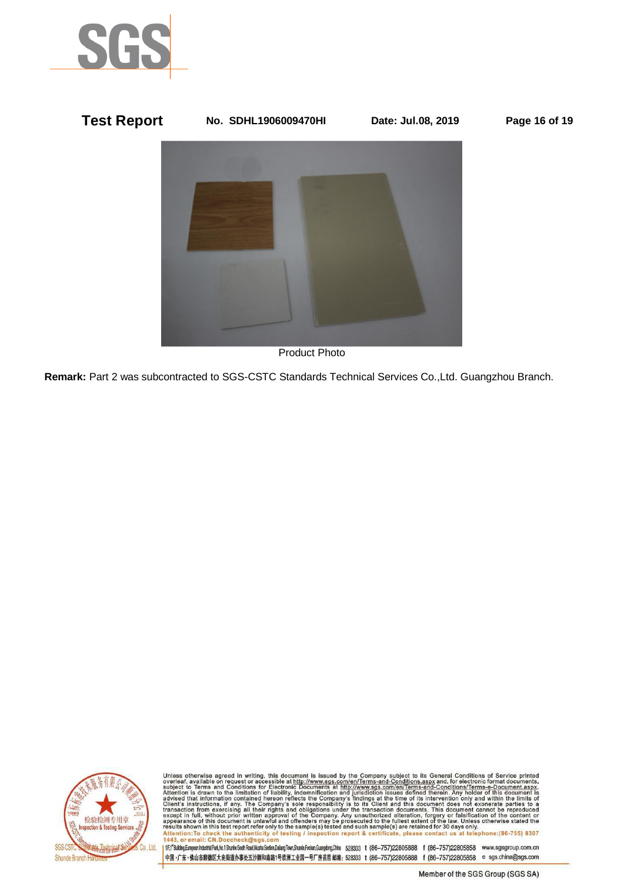Product Photo

**Remark:** Part 2 was subcontracted to SGS-CSTC Standards Technical Services Co.,Ltd. Guangzhou Branch.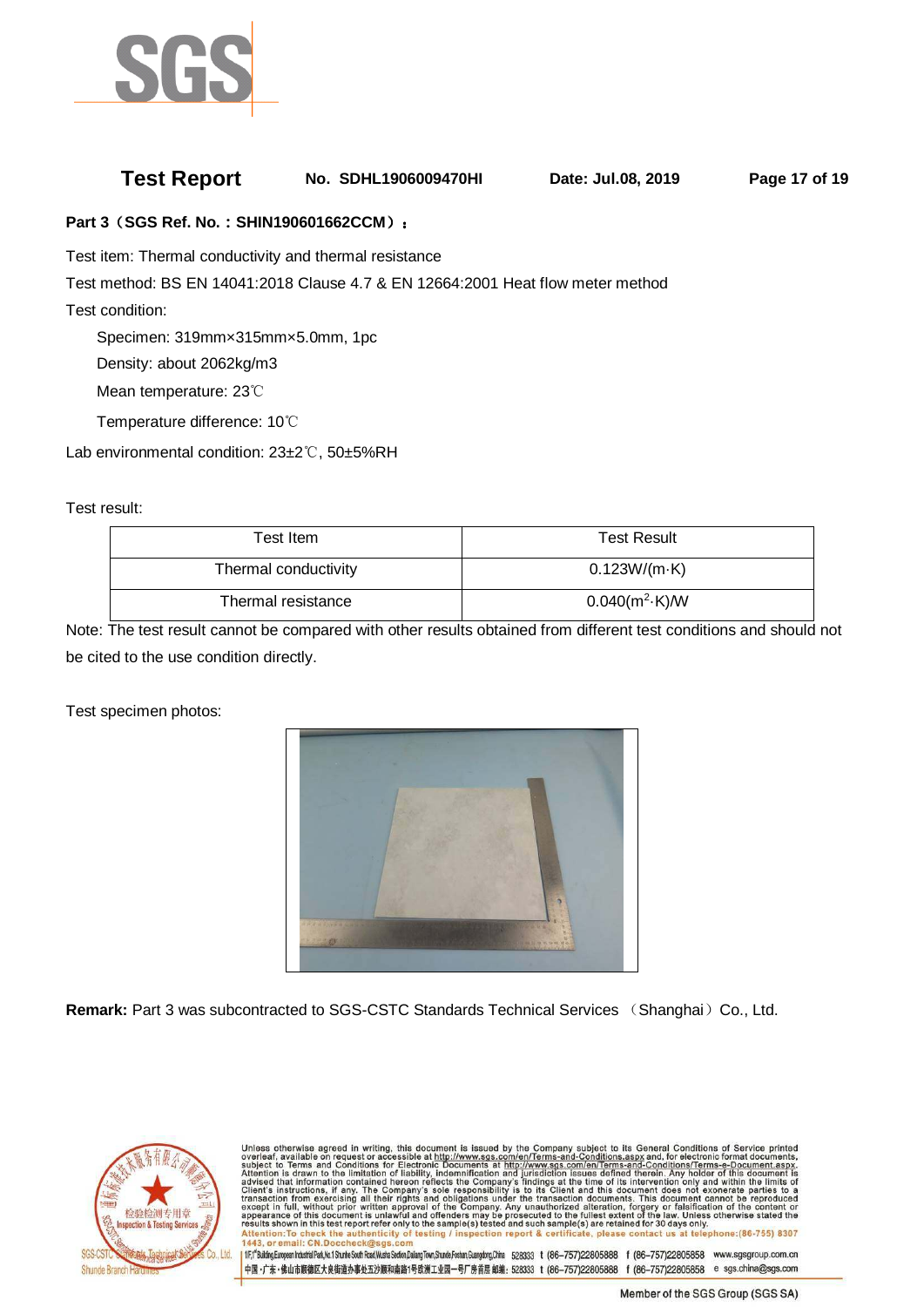**Part 3（SGS Ref. No.：SHIN190601662CCM）：**

Test item: Thermal conductivity and thermal resistance

Test method: BS EN 14041:2018 Clause 4.7 & EN 12664:2001 Heat flow meter method

Test condition:

Specimen: 319mm×315mm×5.0mm, 1pc

Density: about 2062kg/m3

Mean temperature: 23℃

Temperature difference: 10℃

Lab environmental condition: 23±2℃, 50±5%RH

Test result:

| Test Item | Test Result |
|---|---|
| Thermal conductivity | 0.123W/(m·K) |
| Thermal resistance | $0.040(m^2 \cdot K)/W$ |

Note: The test result cannot be compared with other results obtained from different test conditions and should not be cited to the use condition directly.

Test specimen photos:

**Remark:** Part 3 was subcontracted to SGS-CSTC Standards Technical Services （Shanghai）Co., Ltd.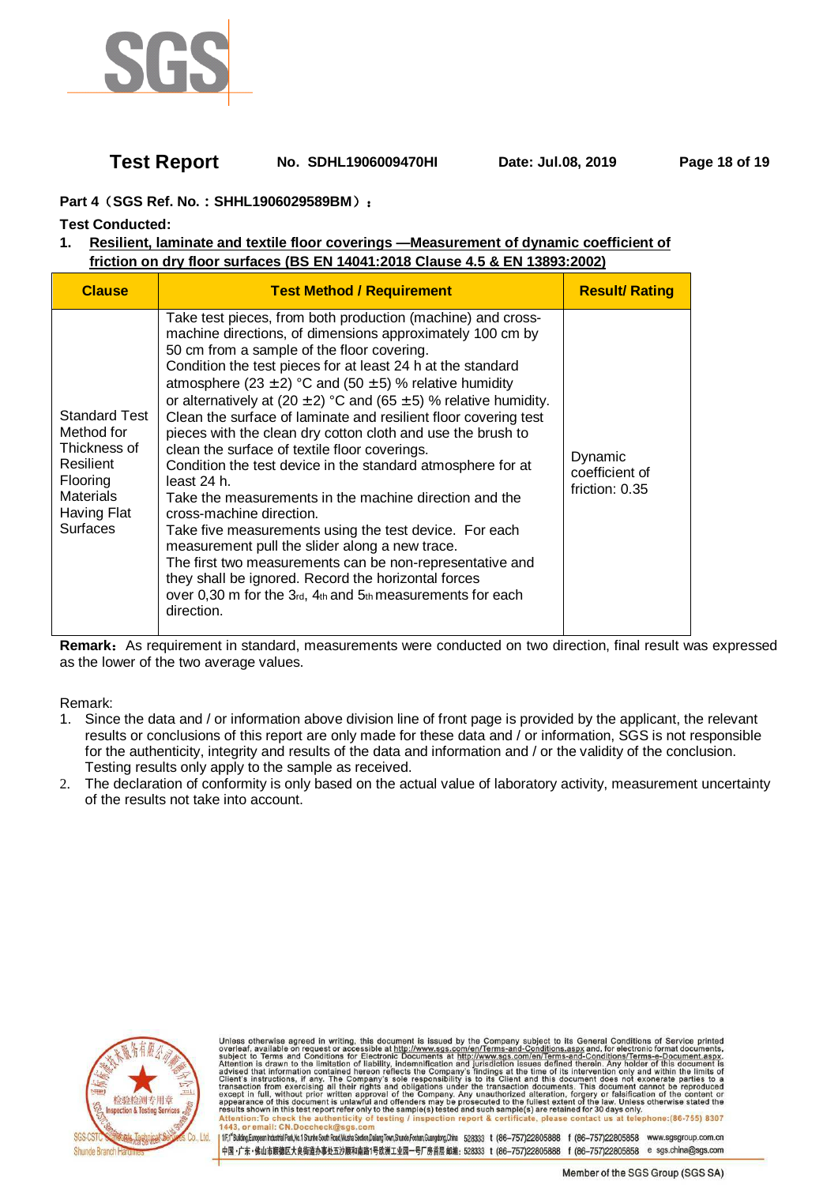**Part 4（SGS Ref. No.：SHHL1906029589BM）：**

**Test Conducted:**

1. **Resilient, laminate and textile floor coverings —Measurement of dynamic coefficient of friction on dry floor surfaces (BS EN 14041:2018 Clause 4.5 & EN 13893:2002)**

| Clause | Test Method / Requirement | Result/ Rating |
|---|---|---|
| Standard Test Method for Thickness of Resilient Flooring Materials Having Flat Surfaces | Take test pieces, from both production (machine) and cross-machine directions, of dimensions approximately 100 cm by 50 cm from a sample of the floor covering. Condition the test pieces for at least 24 h at the standard atmosphere (23 ±2) °C and (50 ±5) % relative humidity or alternatively at (20 ±2) °C and (65 ±5) % relative humidity. Clean the surface of laminate and resilient floor covering test pieces with the clean dry cotton cloth and use the brush to clean the surface of textile floor coverings. Condition the test device in the standard atmosphere for at least 24 h. Take the measurements in the machine direction and the cross-machine direction. Take five measurements using the test device. For each measurement pull the slider along a new trace. The first two measurements can be non-representative and they shall be ignored. Record the horizontal forces over 0,30 m for the 3rd, 4th and 5th measurements for each direction. | Dynamic coefficient of friction: 0.35 |

**Remark:** As requirement in standard, measurements were conducted on two direction, final result was expressed as the lower of the two average values.

Remark:

1. Since the data and / or information above division line of front page is provided by the applicant, the relevant results or conclusions of this report are only made for these data and / or information, SGS is not responsible for the authenticity, integrity and results of the data and information and / or the validity of the conclusion. Testing results only apply to the sample as received.
2. The declaration of conformity is only based on the actual value of laboratory activity, measurement uncertainty of the results not take into account.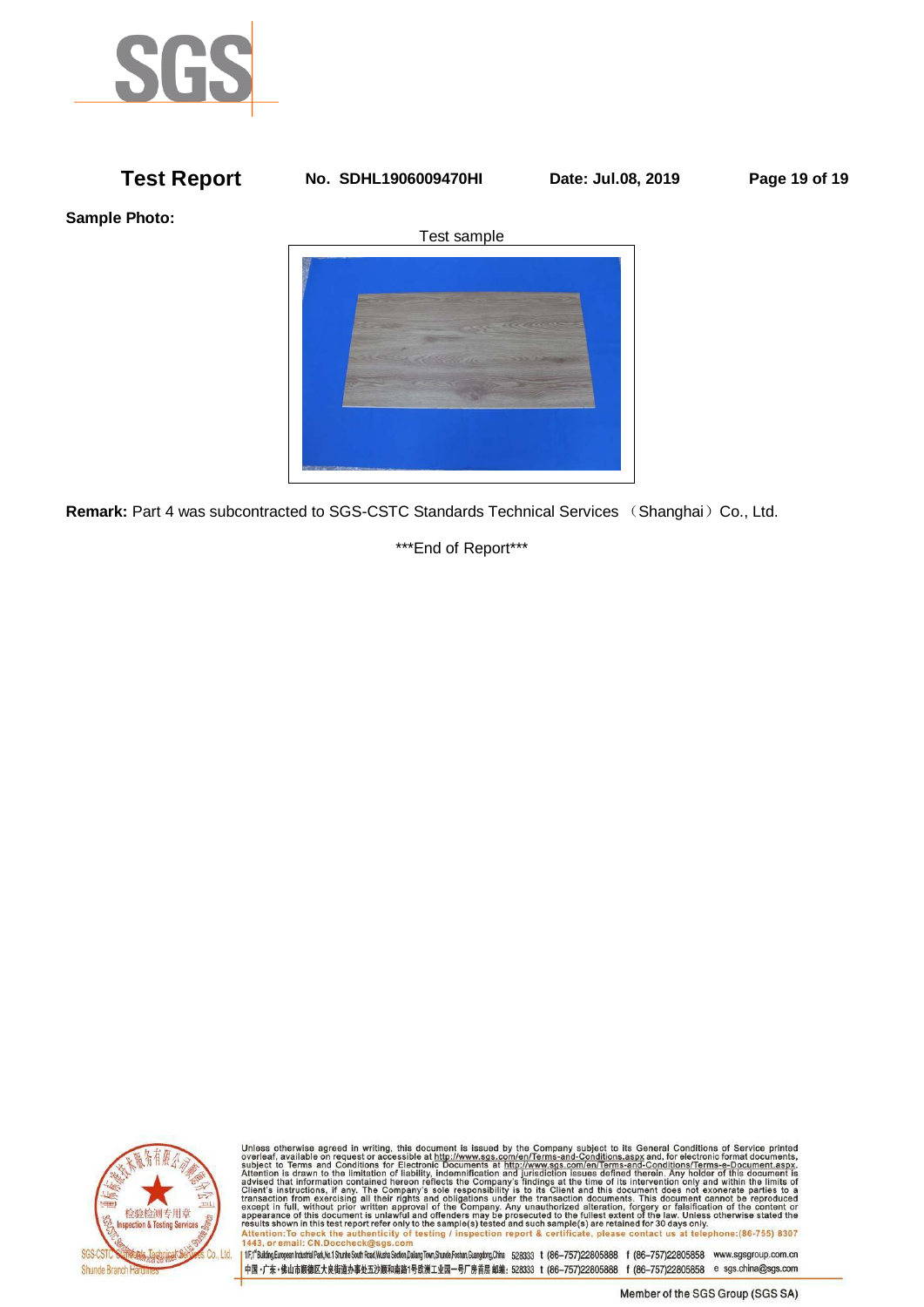**Sample Photo:**

Test sample

**Remark:** Part 4 was subcontracted to SGS-CSTC Standards Technical Services （Shanghai）Co., Ltd.

\*\*\*End of Report\*\*\*